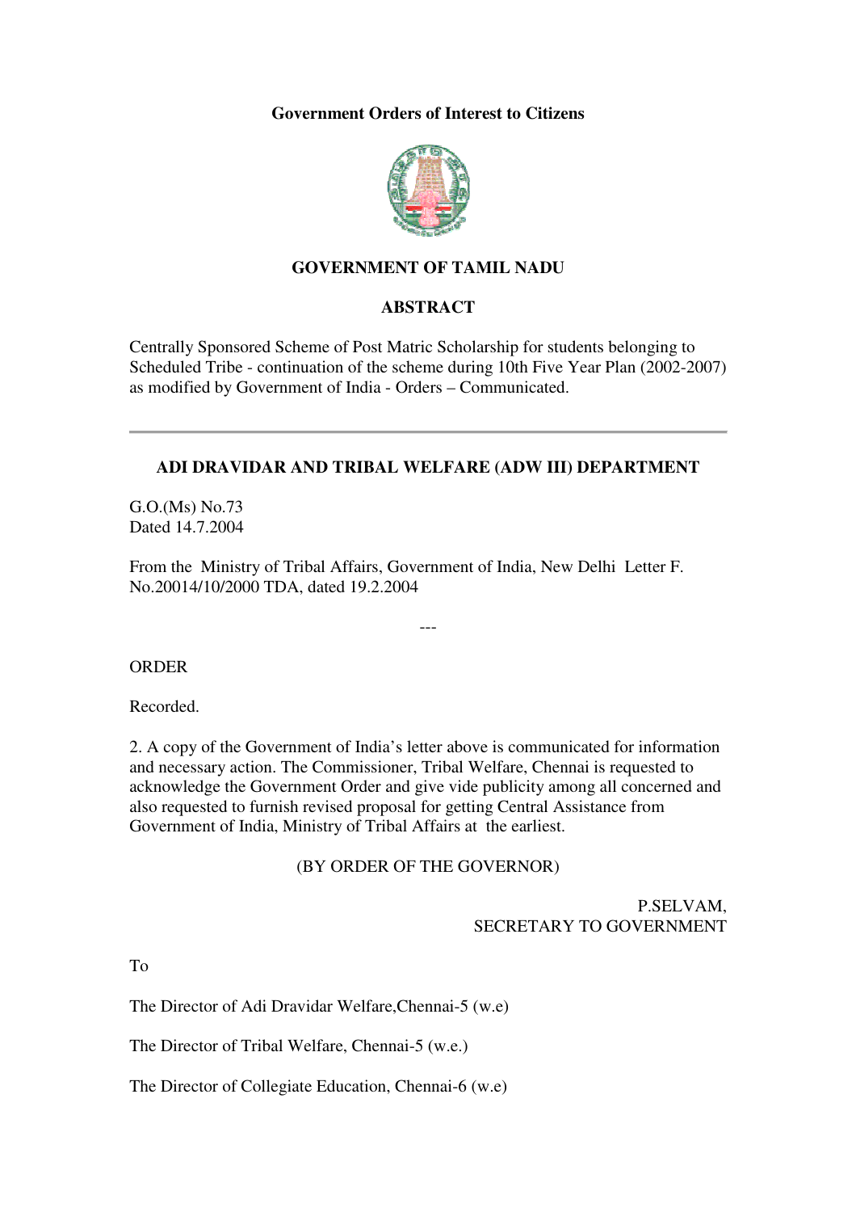**Government Orders of Interest to Citizens**

## GOVERNMENT OF TAMIL NADU

## ABSTRACT

Centrally Sponsored Scheme of Post Matric Scholarship for students belonging to Scheduled Tribe - continuation of the scheme during 10th Five Year Plan (2002-2007) as modified by Government of India - Orders – Communicated.

---

### ADI DRAVIDAR AND TRIBAL WELFARE (ADW III) DEPARTMENT

G.O.(Ms) No.73
Dated 14.7.2004

From the Ministry of Tribal Affairs, Government of India, New Delhi Letter F. No.20014/10/2000 TDA, dated 19.2.2004

---

ORDER

Recorded.

2. A copy of the Government of India's letter above is communicated for information and necessary action. The Commissioner, Tribal Welfare, Chennai is requested to acknowledge the Government Order and give vide publicity among all concerned and also requested to furnish revised proposal for getting Central Assistance from Government of India, Ministry of Tribal Affairs at the earliest.

(BY ORDER OF THE GOVERNOR)

P.SELVAM,
SECRETARY TO GOVERNMENT

To

The Director of Adi Dravidar Welfare,Chennai-5 (w.e)

The Director of Tribal Welfare, Chennai-5 (w.e.)

The Director of Collegiate Education, Chennai-6 (w.e)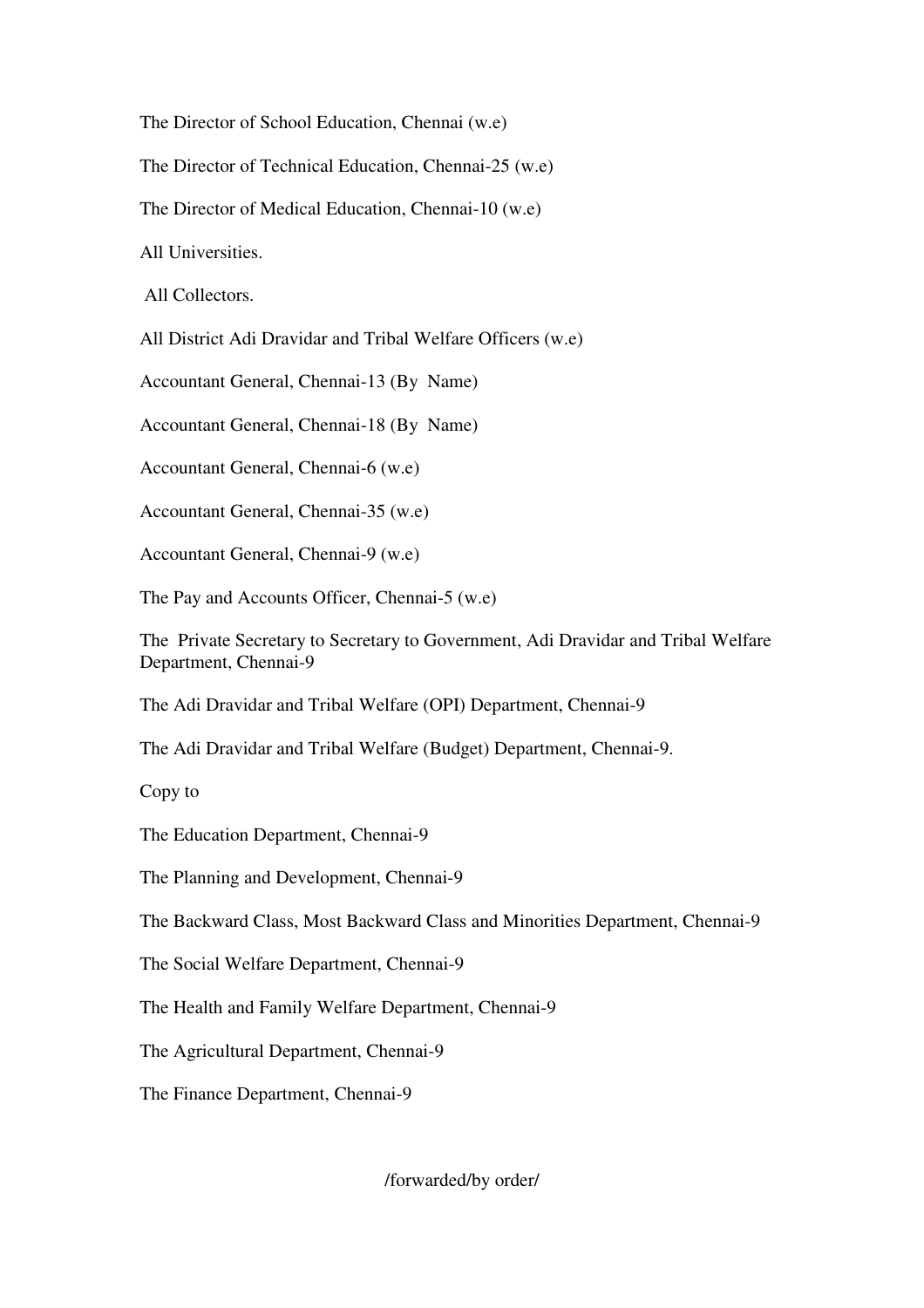The Director of School Education, Chennai (w.e)

The Director of Technical Education, Chennai-25 (w.e)

The Director of Medical Education, Chennai-10 (w.e)

All Universities.

All Collectors.

All District Adi Dravidar and Tribal Welfare Officers (w.e)

Accountant General, Chennai-13 (By Name)

Accountant General, Chennai-18 (By Name)

Accountant General, Chennai-6 (w.e)

Accountant General, Chennai-35 (w.e)

Accountant General, Chennai-9 (w.e)

The Pay and Accounts Officer, Chennai-5 (w.e)

The Private Secretary to Secretary to Government, Adi Dravidar and Tribal Welfare Department, Chennai-9

The Adi Dravidar and Tribal Welfare (OPI) Department, Chennai-9

The Adi Dravidar and Tribal Welfare (Budget) Department, Chennai-9.

Copy to

The Education Department, Chennai-9

The Planning and Development, Chennai-9

The Backward Class, Most Backward Class and Minorities Department, Chennai-9

The Social Welfare Department, Chennai-9

The Health and Family Welfare Department, Chennai-9

The Agricultural Department, Chennai-9

The Finance Department, Chennai-9

/forwarded/by order/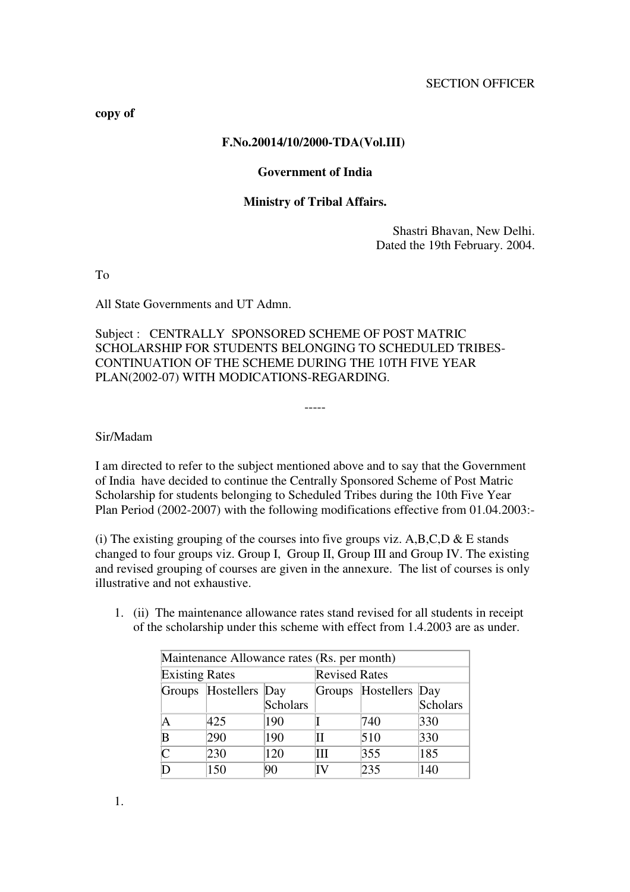SECTION OFFICER

**copy of**

**F.No.20014/10/2000-TDA(Vol.III)**

**Government of India**

**Ministry of Tribal Affairs.**

Shastri Bhavan, New Delhi.
Dated the 19th February. 2004.

To

All State Governments and UT Admn.

Subject : CENTRALLY SPONSORED SCHEME OF POST MATRIC SCHOLARSHIP FOR STUDENTS BELONGING TO SCHEDULED TRIBES-CONTINUATION OF THE SCHEME DURING THE 10TH FIVE YEAR PLAN(2002-07) WITH MODICATIONS-REGARDING.

-----

Sir/Madam

I am directed to refer to the subject mentioned above and to say that the Government of India have decided to continue the Centrally Sponsored Scheme of Post Matric Scholarship for students belonging to Scheduled Tribes during the 10th Five Year Plan Period (2002-2007) with the following modifications effective from 01.04.2003:-

(i) The existing grouping of the courses into five groups viz. A,B,C,D & E stands changed to four groups viz. Group I, Group II, Group III and Group IV. The existing and revised grouping of courses are given in the annexure. The list of courses is only illustrative and not exhaustive.

1. (ii) The maintenance allowance rates stand revised for all students in receipt of the scholarship under this scheme with effect from 1.4.2003 are as under.

| Maintenance Allowance rates (Rs. per month) | | | | | |
|---|---|---|---|---|---|
| Existing Rates | | | Revised Rates | | |
| Groups | Hostellers | Day Scholars | Groups | Hostellers | Day Scholars |
| A | 425 | 190 | I | 740 | 330 |
| B | 290 | 190 | II | 510 | 330 |
| C | 230 | 120 | III | 355 | 185 |
| D | 150 | 90 | IV | 235 | 140 |

1.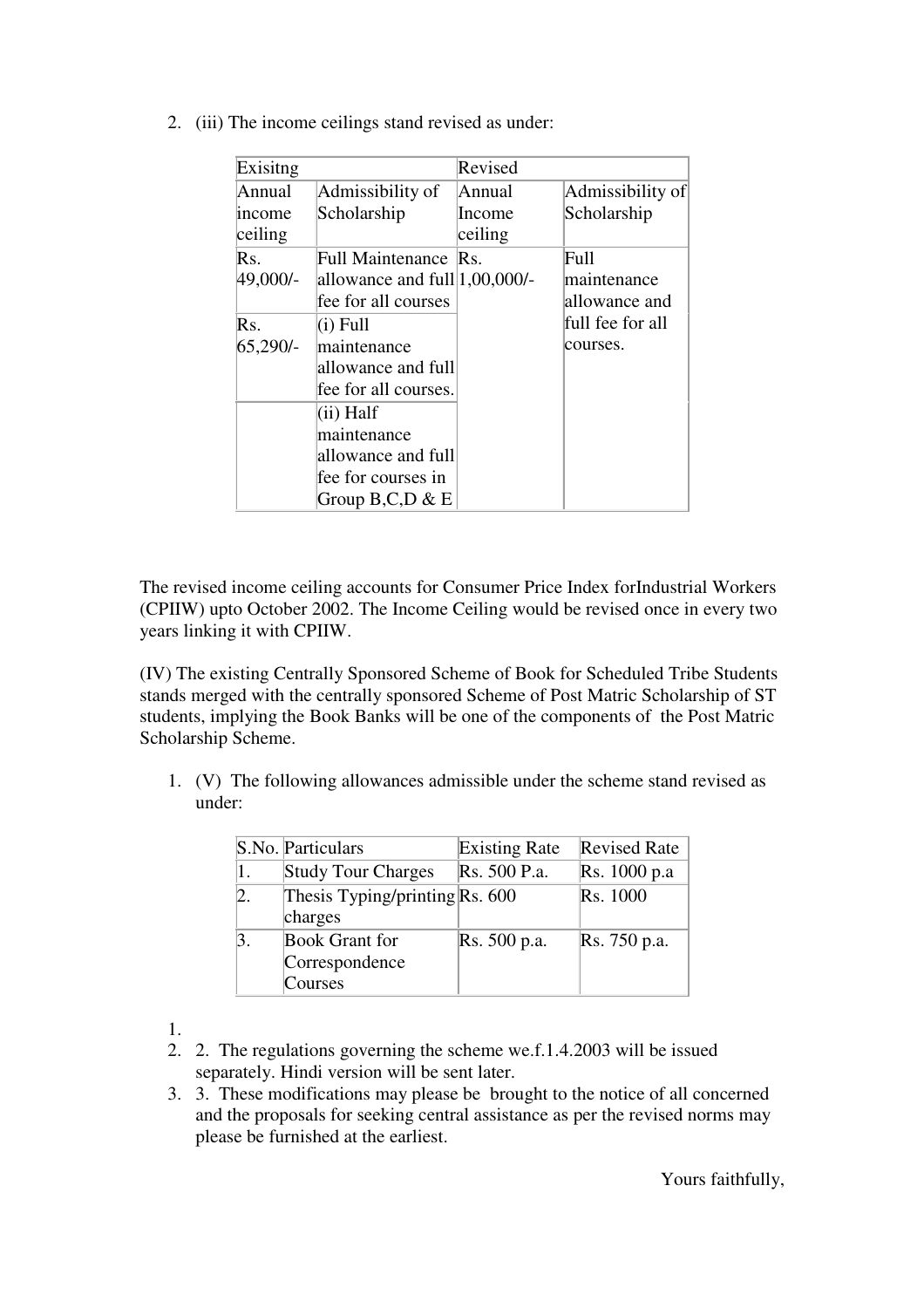2. (iii) The income ceilings stand revised as under:

| Exisitng | | Revised | |
|---|---|---|---|
| Annual income ceiling | Admissibility of Scholarship | Annual Income ceiling | Admissibility of Scholarship |
| Rs. 49,000/- | Full Maintenance allowance and full fee for all courses | Rs. 1,00,000/- | Full maintenance allowance and full fee for all courses. |
| Rs. 65,290/- | (i) Full maintenance allowance and full fee for all courses. | | |
| | (ii) Half maintenance allowance and full fee for courses in Group B,C,D & E | | |

The revised income ceiling accounts for Consumer Price Index forIndustrial Workers (CPIIW) upto October 2002. The Income Ceiling would be revised once in every two years linking it with CPIIW.

(IV) The existing Centrally Sponsored Scheme of Book for Scheduled Tribe Students stands merged with the centrally sponsored Scheme of Post Matric Scholarship of ST students, implying the Book Banks will be one of the components of the Post Matric Scholarship Scheme.

1. (V) The following allowances admissible under the scheme stand revised as under:

| S.No. | Particulars | Existing Rate | Revised Rate |
|---|---|---|---|
| 1. | Study Tour Charges | Rs. 500 P.a. | Rs. 1000 p.a |
| 2. | Thesis Typing/printing charges | Rs. 600 | Rs. 1000 |
| 3. | Book Grant for Correspondence Courses | Rs. 500 p.a. | Rs. 750 p.a. |

1.
2. 2. The regulations governing the scheme we.f.1.4.2003 will be issued separately. Hindi version will be sent later.
3. 3. These modifications may please be brought to the notice of all concerned and the proposals for seeking central assistance as per the revised norms may please be furnished at the earliest.

Yours faithfully,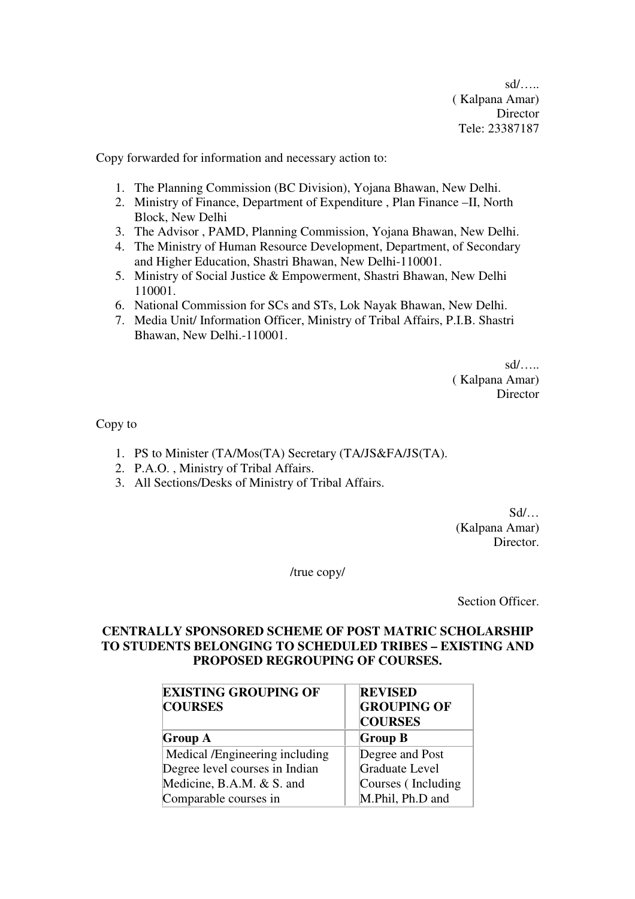sd/…..
( Kalpana Amar)
Director
Tele: 23387187

Copy forwarded for information and necessary action to:

1. The Planning Commission (BC Division), Yojana Bhawan, New Delhi.
2. Ministry of Finance, Department of Expenditure , Plan Finance –II, North Block, New Delhi
3. The Advisor , PAMD, Planning Commission, Yojana Bhawan, New Delhi.
4. The Ministry of Human Resource Development, Department, of Secondary and Higher Education, Shastri Bhawan, New Delhi-110001.
5. Ministry of Social Justice & Empowerment, Shastri Bhawan, New Delhi 110001.
6. National Commission for SCs and STs, Lok Nayak Bhawan, New Delhi.
7. Media Unit/ Information Officer, Ministry of Tribal Affairs, P.I.B. Shastri Bhawan, New Delhi.-110001.

sd/…..
( Kalpana Amar)
Director

Copy to

1. PS to Minister (TA/Mos(TA) Secretary (TA/JS&FA/JS(TA).
2. P.A.O. , Ministry of Tribal Affairs.
3. All Sections/Desks of Ministry of Tribal Affairs.

Sd/…
(Kalpana Amar)
Director.

/true copy/

Section Officer.

**CENTRALLY SPONSORED SCHEME OF POST MATRIC SCHOLARSHIP TO STUDENTS BELONGING TO SCHEDULED TRIBES – EXISTING AND PROPOSED REGROUPING OF COURSES.**

| EXISTING GROUPING OF COURSES | REVISED GROUPING OF COURSES |
|---|---|
| **Group A** | **Group B** |
| Medical /Engineering including Degree level courses in Indian Medicine, B.A.M. & S. and Comparable courses in | Degree and Post Graduate Level Courses ( Including M.Phil, Ph.D and |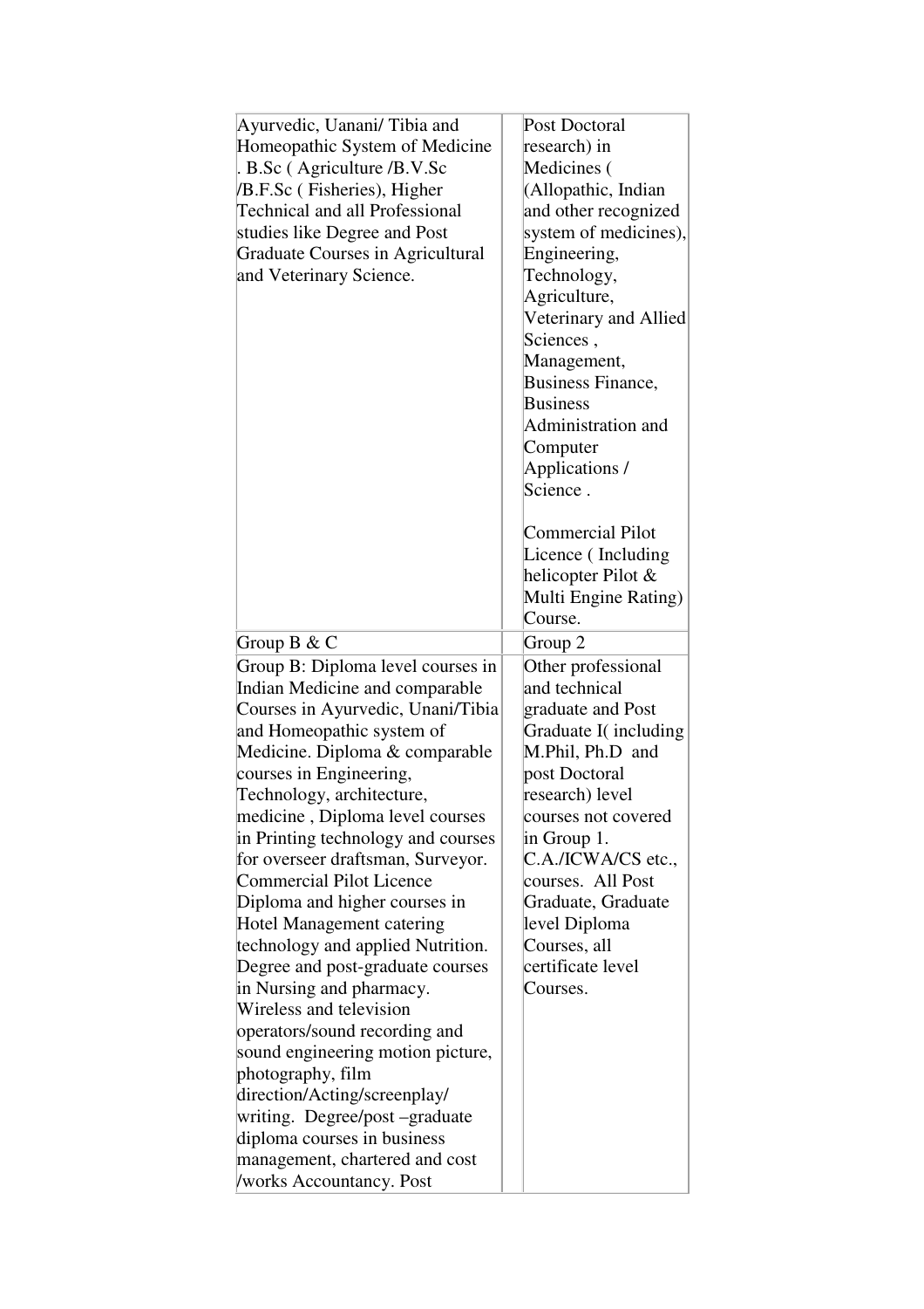| | |
|---|---|
| Ayurvedic, Uanani/ Tibia and Homeopathic System of Medicine . B.Sc ( Agriculture /B.V.Sc /B.F.Sc ( Fisheries), Higher Technical and all Professional studies like Degree and Post Graduate Courses in Agricultural and Veterinary Science. | Post Doctoral research) in Medicines ( (Allopathic, Indian and other recognized system of medicines), Engineering, Technology, Agriculture, Veterinary and Allied Sciences , Management, Business Finance, Business Administration and Computer Applications / Science .<br><br>Commercial Pilot Licence ( Including helicopter Pilot & Multi Engine Rating) Course. |
| Group B & C | Group 2 |
| Group B: Diploma level courses in Indian Medicine and comparable Courses in Ayurvedic, Unani/Tibia and Homeopathic system of Medicine. Diploma & comparable courses in Engineering, Technology, architecture, medicine , Diploma level courses in Printing technology and courses for overseer draftsman, Surveyor. Commercial Pilot Licence Diploma and higher courses in Hotel Management catering technology and applied Nutrition. Degree and post-graduate courses in Nursing and pharmacy. Wireless and television operators/sound recording and sound engineering motion picture, photography, film direction/Acting/screenplay/ writing. Degree/post –graduate diploma courses in business management, chartered and cost /works Accountancy. Post | Other professional and technical graduate and Post Graduate I( including M.Phil, Ph.D and post Doctoral research) level courses not covered in Group 1. C.A./ICWA/CS etc., courses. All Post Graduate, Graduate level Diploma Courses, all certificate level Courses. |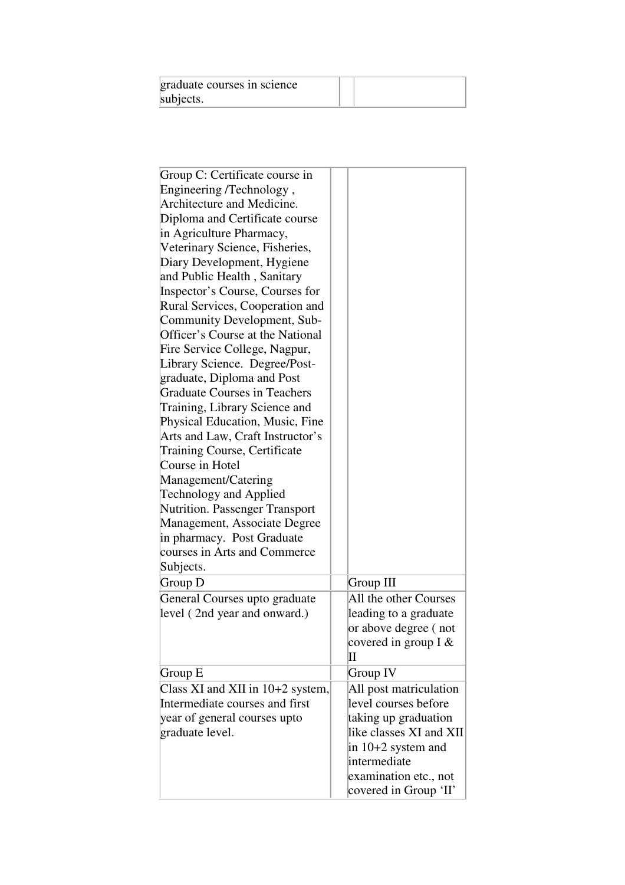| graduate courses in science subjects. | | |
|---|---|---|

| | | |
|---|---|---|
| Group C: Certificate course in Engineering /Technology , Architecture and Medicine. Diploma and Certificate course in Agriculture Pharmacy, Veterinary Science, Fisheries, Diary Development, Hygiene and Public Health , Sanitary Inspector's Course, Courses for Rural Services, Cooperation and Community Development, Sub-Officer's Course at the National Fire Service College, Nagpur, Library Science. Degree/Post-graduate, Diploma and Post Graduate Courses in Teachers Training, Library Science and Physical Education, Music, Fine Arts and Law, Craft Instructor's Training Course, Certificate Course in Hotel Management/Catering Technology and Applied Nutrition. Passenger Transport Management, Associate Degree in pharmacy. Post Graduate courses in Arts and Commerce Subjects. | | |
| Group D | | Group III |
| General Courses upto graduate level ( 2nd year and onward.) | | All the other Courses leading to a graduate or above degree ( not covered in group I & II |
| Group E | | Group IV |
| Class XI and XII in 10+2 system, Intermediate courses and first year of general courses upto graduate level. | | All post matriculation level courses before taking up graduation like classes XI and XII in 10+2 system and intermediate examination etc., not covered in Group 'II' |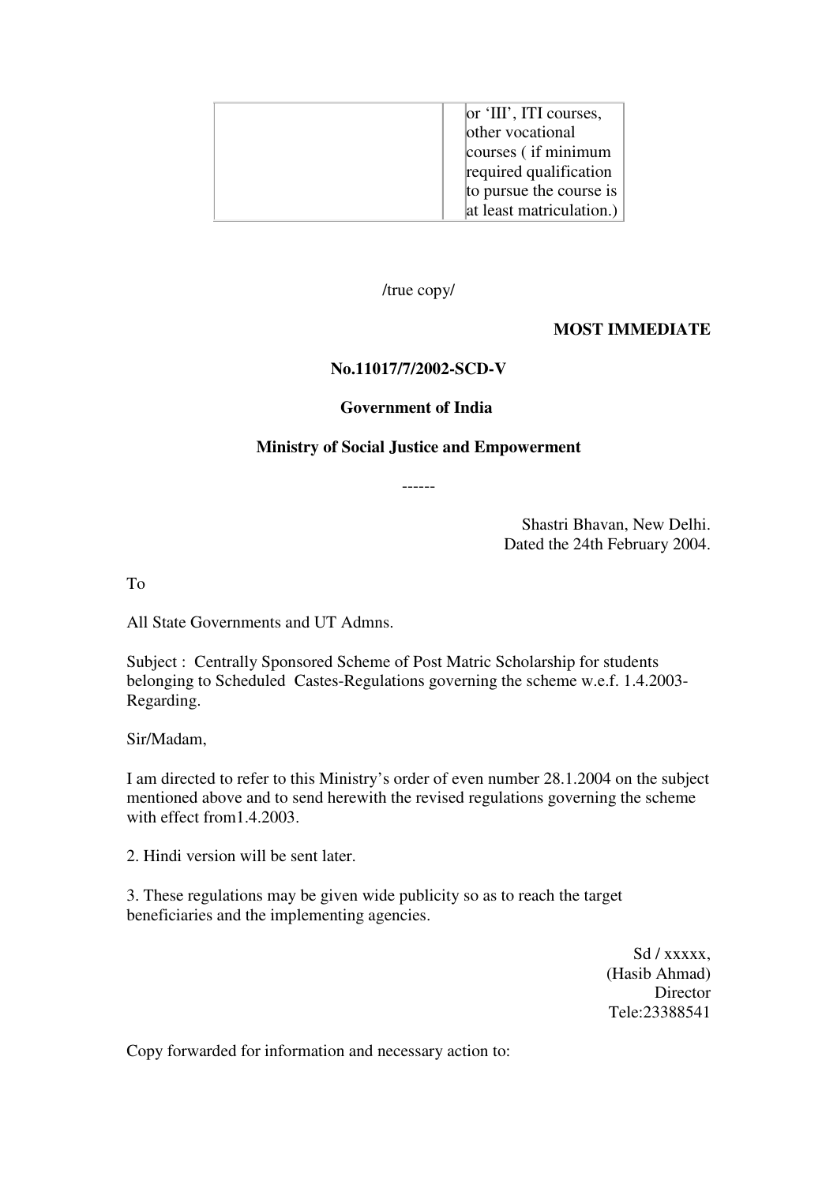|  |  | or 'III', ITI courses, other vocational courses ( if minimum required qualification to pursue the course is at least matriculation.) |
|---|---|---|

/true copy/

**MOST IMMEDIATE**

**No.11017/7/2002-SCD-V**

**Government of India**

**Ministry of Social Justice and Empowerment**

------

Shastri Bhavan, New Delhi.
Dated the 24th February 2004.

To

All State Governments and UT Admns.

Subject : Centrally Sponsored Scheme of Post Matric Scholarship for students belonging to Scheduled Castes-Regulations governing the scheme w.e.f. 1.4.2003-Regarding.

Sir/Madam,

I am directed to refer to this Ministry's order of even number 28.1.2004 on the subject mentioned above and to send herewith the revised regulations governing the scheme with effect from1.4.2003.

2. Hindi version will be sent later.

3. These regulations may be given wide publicity so as to reach the target beneficiaries and the implementing agencies.

Sd / xxxxx,
(Hasib Ahmad)
Director
Tele:23388541

Copy forwarded for information and necessary action to: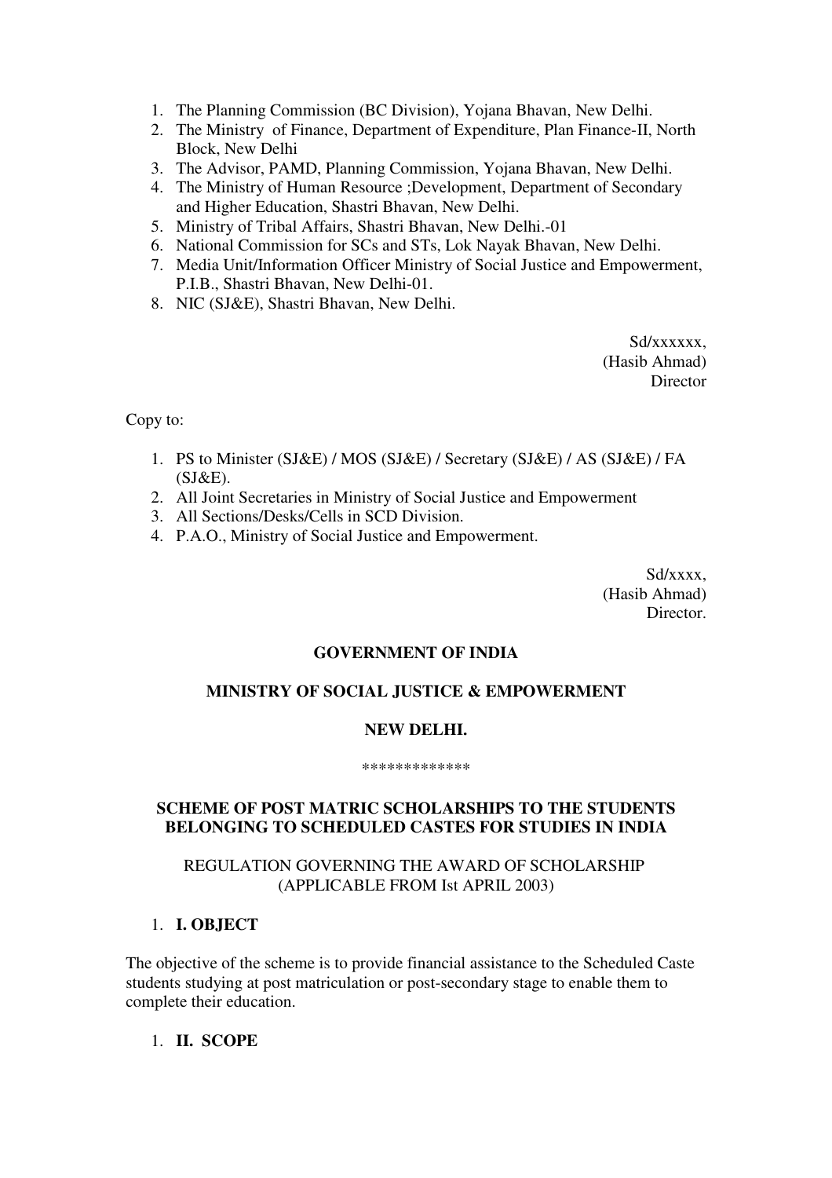1. The Planning Commission (BC Division), Yojana Bhavan, New Delhi.
2. The Ministry of Finance, Department of Expenditure, Plan Finance-II, North Block, New Delhi
3. The Advisor, PAMD, Planning Commission, Yojana Bhavan, New Delhi.
4. The Ministry of Human Resource ;Development, Department of Secondary and Higher Education, Shastri Bhavan, New Delhi.
5. Ministry of Tribal Affairs, Shastri Bhavan, New Delhi.-01
6. National Commission for SCs and STs, Lok Nayak Bhavan, New Delhi.
7. Media Unit/Information Officer Ministry of Social Justice and Empowerment, P.I.B., Shastri Bhavan, New Delhi-01.
8. NIC (SJ&E), Shastri Bhavan, New Delhi.

Sd/xxxxxx,
(Hasib Ahmad)
Director

Copy to:

1. PS to Minister (SJ&E) / MOS (SJ&E) / Secretary (SJ&E) / AS (SJ&E) / FA (SJ&E).
2. All Joint Secretaries in Ministry of Social Justice and Empowerment
3. All Sections/Desks/Cells in SCD Division.
4. P.A.O., Ministry of Social Justice and Empowerment.

Sd/xxxx,
(Hasib Ahmad)
Director.

**GOVERNMENT OF INDIA**

**MINISTRY OF SOCIAL JUSTICE & EMPOWERMENT**

**NEW DELHI.**

*************

**SCHEME OF POST MATRIC SCHOLARSHIPS TO THE STUDENTS BELONGING TO SCHEDULED CASTES FOR STUDIES IN INDIA**

REGULATION GOVERNING THE AWARD OF SCHOLARSHIP
(APPLICABLE FROM Ist APRIL 2003)

1. **I. OBJECT**

The objective of the scheme is to provide financial assistance to the Scheduled Caste students studying at post matriculation or post-secondary stage to enable them to complete their education.

1. **II. SCOPE**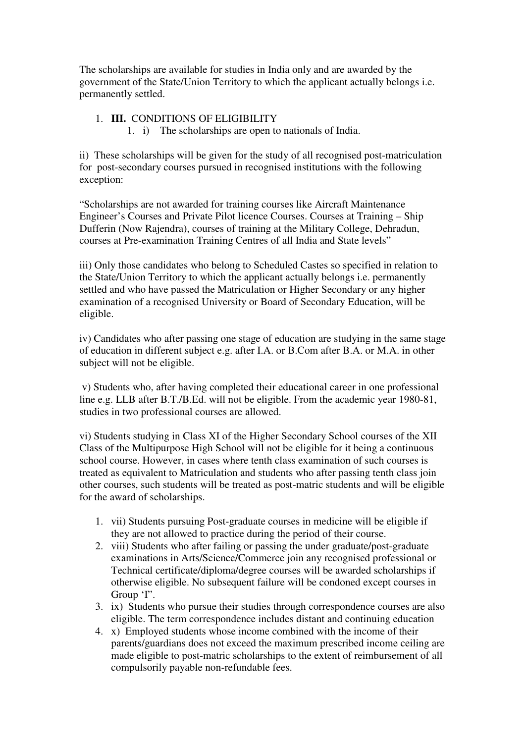The scholarships are available for studies in India only and are awarded by the government of the State/Union Territory to which the applicant actually belongs i.e. permanently settled.

1. **III.** CONDITIONS OF ELIGIBILITY
    1. i) The scholarships are open to nationals of India.

ii) These scholarships will be given for the study of all recognised post-matriculation for post-secondary courses pursued in recognised institutions with the following exception:

"Scholarships are not awarded for training courses like Aircraft Maintenance Engineer's Courses and Private Pilot licence Courses. Courses at Training – Ship Dufferin (Now Rajendra), courses of training at the Military College, Dehradun, courses at Pre-examination Training Centres of all India and State levels"

iii) Only those candidates who belong to Scheduled Castes so specified in relation to the State/Union Territory to which the applicant actually belongs i.e. permanently settled and who have passed the Matriculation or Higher Secondary or any higher examination of a recognised University or Board of Secondary Education, will be eligible.

iv) Candidates who after passing one stage of education are studying in the same stage of education in different subject e.g. after I.A. or B.Com after B.A. or M.A. in other subject will not be eligible.

v) Students who, after having completed their educational career in one professional line e.g. LLB after B.T./B.Ed. will not be eligible. From the academic year 1980-81, studies in two professional courses are allowed.

vi) Students studying in Class XI of the Higher Secondary School courses of the XII Class of the Multipurpose High School will not be eligible for it being a continuous school course. However, in cases where tenth class examination of such courses is treated as equivalent to Matriculation and students who after passing tenth class join other courses, such students will be treated as post-matric students and will be eligible for the award of scholarships.

1. vii) Students pursuing Post-graduate courses in medicine will be eligible if they are not allowed to practice during the period of their course.
2. viii) Students who after failing or passing the under graduate/post-graduate examinations in Arts/Science/Commerce join any recognised professional or Technical certificate/diploma/degree courses will be awarded scholarships if otherwise eligible. No subsequent failure will be condoned except courses in Group 'I".
3. ix) Students who pursue their studies through correspondence courses are also eligible. The term correspondence includes distant and continuing education
4. x) Employed students whose income combined with the income of their parents/guardians does not exceed the maximum prescribed income ceiling are made eligible to post-matric scholarships to the extent of reimbursement of all compulsorily payable non-refundable fees.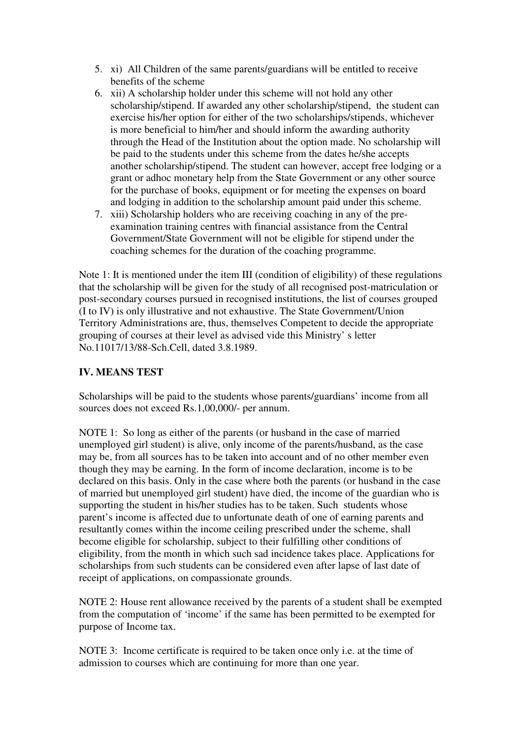5. xi) All Children of the same parents/guardians will be entitled to receive benefits of the scheme
6. xii) A scholarship holder under this scheme will not hold any other scholarship/stipend. If awarded any other scholarship/stipend, the student can exercise his/her option for either of the two scholarships/stipends, whichever is more beneficial to him/her and should inform the awarding authority through the Head of the Institution about the option made. No scholarship will be paid to the students under this scheme from the dates he/she accepts another scholarship/stipend. The student can however, accept free lodging or a grant or adhoc monetary help from the State Government or any other source for the purchase of books, equipment or for meeting the expenses on board and lodging in addition to the scholarship amount paid under this scheme.
7. xiii) Scholarship holders who are receiving coaching in any of the pre-examination training centres with financial assistance from the Central Government/State Government will not be eligible for stipend under the coaching schemes for the duration of the coaching programme.

Note 1: It is mentioned under the item III (condition of eligibility) of these regulations that the scholarship will be given for the study of all recognised post-matriculation or post-secondary courses pursued in recognised institutions, the list of courses grouped (I to IV) is only illustrative and not exhaustive. The State Government/Union Territory Administrations are, thus, themselves Competent to decide the appropriate grouping of courses at their level as advised vide this Ministry' s letter No.11017/13/88-Sch.Cell, dated 3.8.1989.

## IV. MEANS TEST

Scholarships will be paid to the students whose parents/guardians' income from all sources does not exceed Rs.1,00,000/- per annum.

NOTE 1: So long as either of the parents (or husband in the case of married unemployed girl student) is alive, only income of the parents/husband, as the case may be, from all sources has to be taken into account and of no other member even though they may be earning. In the form of income declaration, income is to be declared on this basis. Only in the case where both the parents (or husband in the case of married but unemployed girl student) have died, the income of the guardian who is supporting the student in his/her studies has to be taken. Such students whose parent's income is affected due to unfortunate death of one of earning parents and resultantly comes within the income ceiling prescribed under the scheme, shall become eligible for scholarship, subject to their fulfilling other conditions of eligibility, from the month in which such sad incidence takes place. Applications for scholarships from such students can be considered even after lapse of last date of receipt of applications, on compassionate grounds.

NOTE 2: House rent allowance received by the parents of a student shall be exempted from the computation of 'income' if the same has been permitted to be exempted for purpose of Income tax.

NOTE 3: Income certificate is required to be taken once only i.e. at the time of admission to courses which are continuing for more than one year.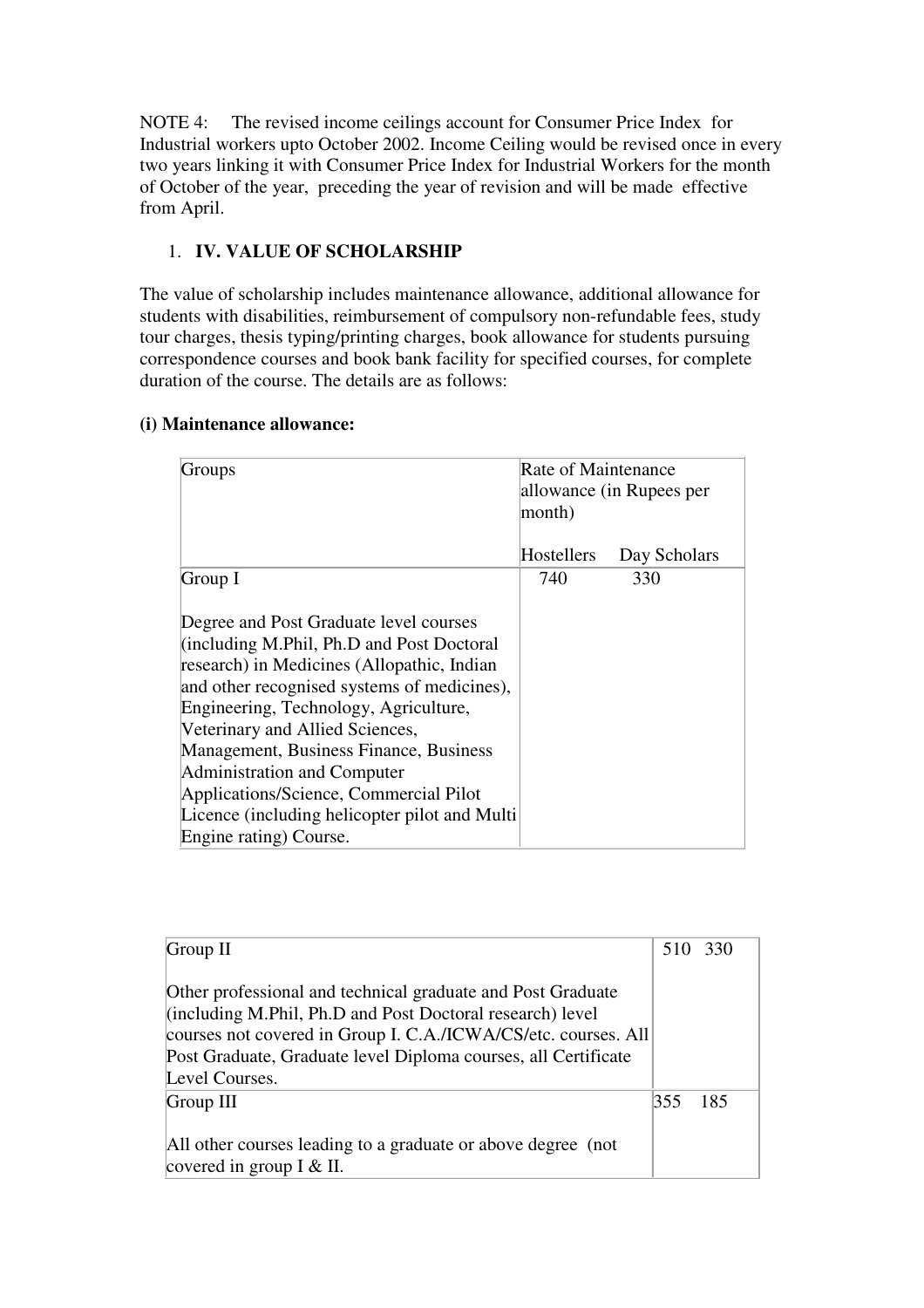NOTE 4: The revised income ceilings account for Consumer Price Index for Industrial workers upto October 2002. Income Ceiling would be revised once in every two years linking it with Consumer Price Index for Industrial Workers for the month of October of the year, preceding the year of revision and will be made effective from April.

1. **IV. VALUE OF SCHOLARSHIP**

The value of scholarship includes maintenance allowance, additional allowance for students with disabilities, reimbursement of compulsory non-refundable fees, study tour charges, thesis typing/printing charges, book allowance for students pursuing correspondence courses and book bank facility for specified courses, for complete duration of the course. The details are as follows:

**(i) Maintenance allowance:**

| Groups | Rate of Maintenance allowance (in Rupees per month) | |
|---|---|---|
| | Hostellers | Day Scholars |
| Group I<br><br>Degree and Post Graduate level courses (including M.Phil, Ph.D and Post Doctoral research) in Medicines (Allopathic, Indian and other recognised systems of medicines), Engineering, Technology, Agriculture, Veterinary and Allied Sciences, Management, Business Finance, Business Administration and Computer Applications/Science, Commercial Pilot Licence (including helicopter pilot and Multi Engine rating) Course. | 740 | 330 |
| Group II<br><br>Other professional and technical graduate and Post Graduate (including M.Phil, Ph.D and Post Doctoral research) level courses not covered in Group I. C.A./ICWA/CS/etc. courses. All Post Graduate, Graduate level Diploma courses, all Certificate Level Courses. | 510 | 330 |
| Group III<br><br>All other courses leading to a graduate or above degree (not covered in group I & II. | 355 | 185 |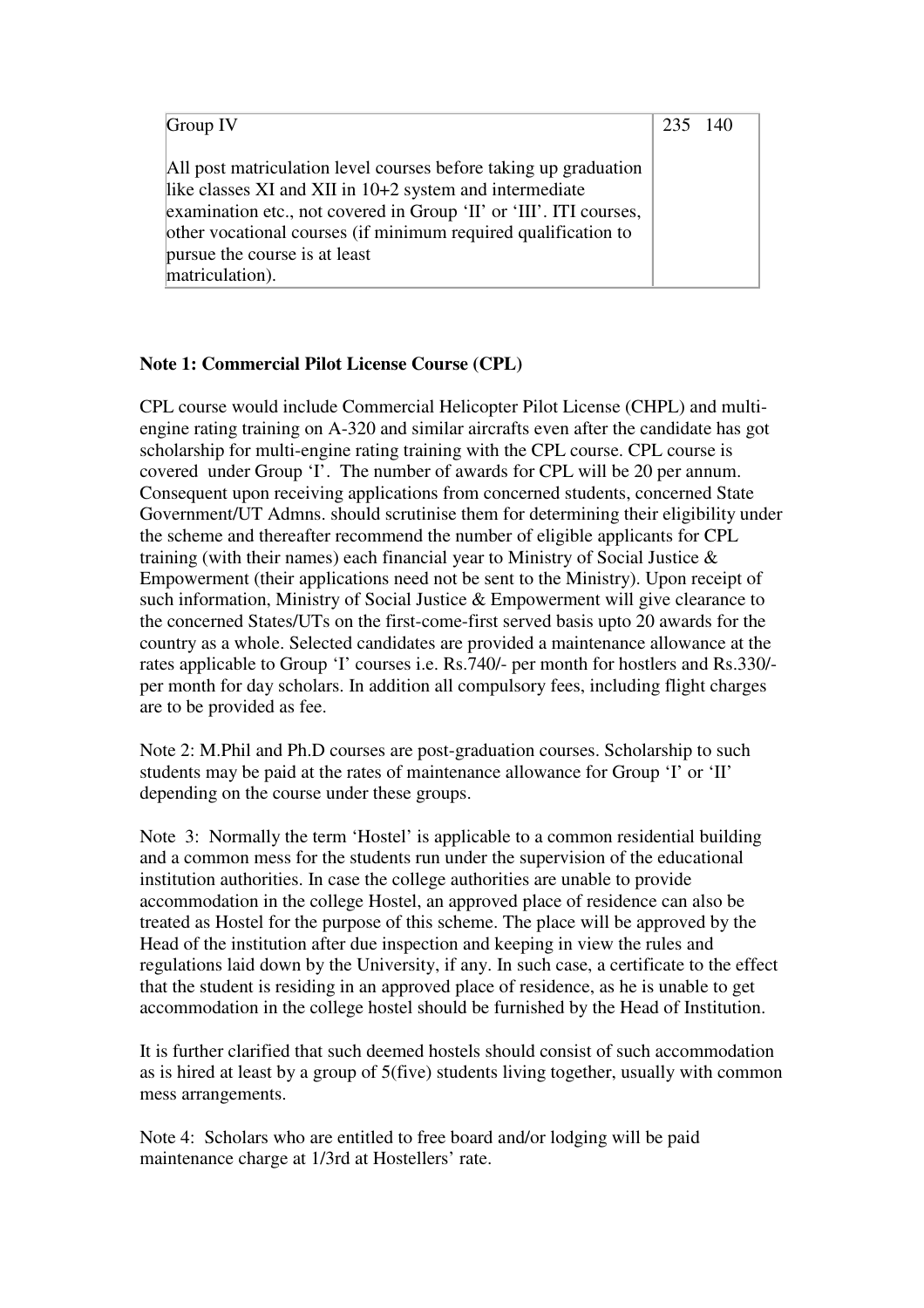| Group IV<br><br>All post matriculation level courses before taking up graduation like classes XI and XII in 10+2 system and intermediate examination etc., not covered in Group 'II' or 'III'. ITI courses, other vocational courses (if minimum required qualification to pursue the course is at least matriculation). | 235 | 140 |
|---|---|---|

**Note 1: Commercial Pilot License Course (CPL)**

CPL course would include Commercial Helicopter Pilot License (CHPL) and multi-engine rating training on A-320 and similar aircrafts even after the candidate has got scholarship for multi-engine rating training with the CPL course. CPL course is covered under Group 'I'. The number of awards for CPL will be 20 per annum. Consequent upon receiving applications from concerned students, concerned State Government/UT Admns. should scrutinise them for determining their eligibility under the scheme and thereafter recommend the number of eligible applicants for CPL training (with their names) each financial year to Ministry of Social Justice & Empowerment (their applications need not be sent to the Ministry). Upon receipt of such information, Ministry of Social Justice & Empowerment will give clearance to the concerned States/UTs on the first-come-first served basis upto 20 awards for the country as a whole. Selected candidates are provided a maintenance allowance at the rates applicable to Group 'I' courses i.e. Rs.740/- per month for hostlers and Rs.330/- per month for day scholars. In addition all compulsory fees, including flight charges are to be provided as fee.

Note 2: M.Phil and Ph.D courses are post-graduation courses. Scholarship to such students may be paid at the rates of maintenance allowance for Group 'I' or 'II' depending on the course under these groups.

Note 3: Normally the term 'Hostel' is applicable to a common residential building and a common mess for the students run under the supervision of the educational institution authorities. In case the college authorities are unable to provide accommodation in the college Hostel, an approved place of residence can also be treated as Hostel for the purpose of this scheme. The place will be approved by the Head of the institution after due inspection and keeping in view the rules and regulations laid down by the University, if any. In such case, a certificate to the effect that the student is residing in an approved place of residence, as he is unable to get accommodation in the college hostel should be furnished by the Head of Institution.

It is further clarified that such deemed hostels should consist of such accommodation as is hired at least by a group of 5(five) students living together, usually with common mess arrangements.

Note 4: Scholars who are entitled to free board and/or lodging will be paid maintenance charge at 1/3rd at Hostellers' rate.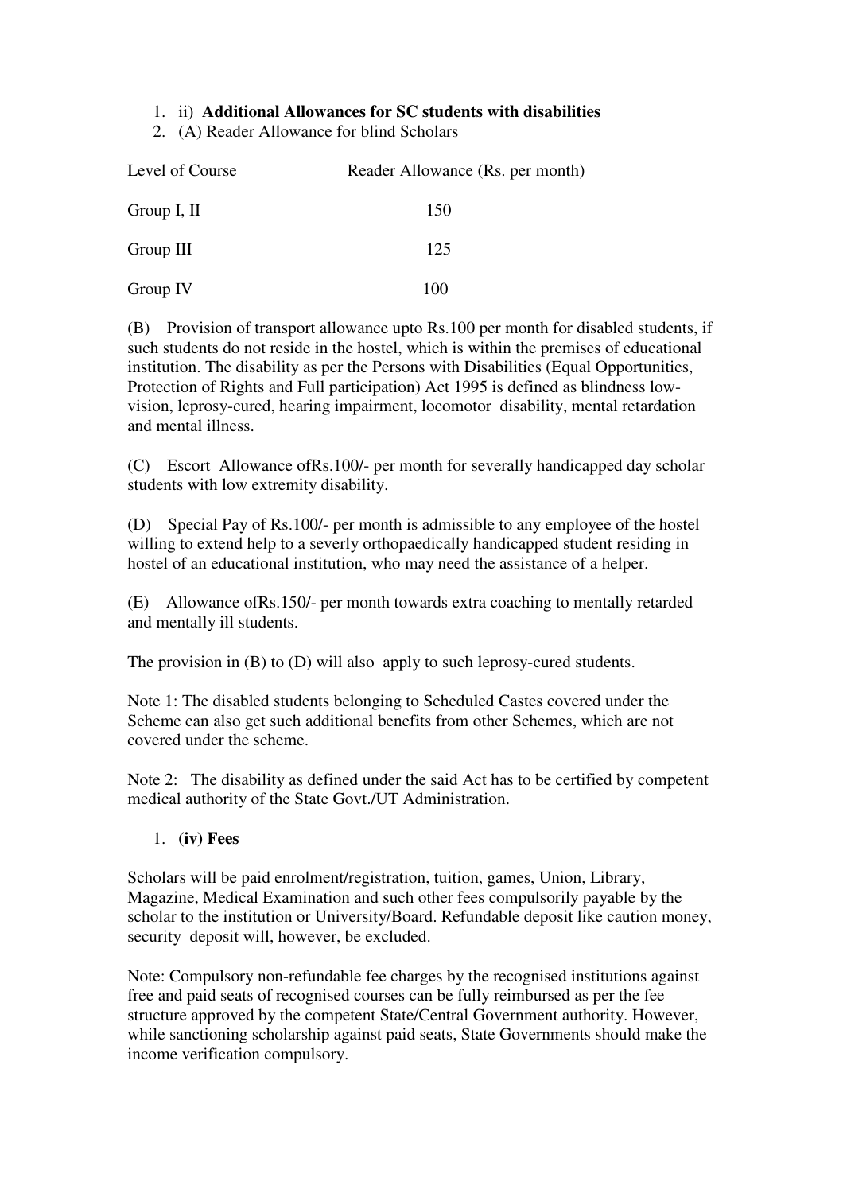1. ii) **Additional Allowances for SC students with disabilities**
2. (A) Reader Allowance for blind Scholars

| Level of Course | Reader Allowance (Rs. per month) |
|---|---|
| Group I, II | 150 |
| Group III | 125 |
| Group IV | 100 |

(B) Provision of transport allowance upto Rs.100 per month for disabled students, if such students do not reside in the hostel, which is within the premises of educational institution. The disability as per the Persons with Disabilities (Equal Opportunities, Protection of Rights and Full participation) Act 1995 is defined as blindness low-vision, leprosy-cured, hearing impairment, locomotor disability, mental retardation and mental illness.

(C) Escort Allowance ofRs.100/- per month for severally handicapped day scholar students with low extremity disability.

(D) Special Pay of Rs.100/- per month is admissible to any employee of the hostel willing to extend help to a severly orthopaedically handicapped student residing in hostel of an educational institution, who may need the assistance of a helper.

(E) Allowance ofRs.150/- per month towards extra coaching to mentally retarded and mentally ill students.

The provision in (B) to (D) will also apply to such leprosy-cured students.

Note 1: The disabled students belonging to Scheduled Castes covered under the Scheme can also get such additional benefits from other Schemes, which are not covered under the scheme.

Note 2: The disability as defined under the said Act has to be certified by competent medical authority of the State Govt./UT Administration.

1. **(iv) Fees**

Scholars will be paid enrolment/registration, tuition, games, Union, Library, Magazine, Medical Examination and such other fees compulsorily payable by the scholar to the institution or University/Board. Refundable deposit like caution money, security deposit will, however, be excluded.

Note: Compulsory non-refundable fee charges by the recognised institutions against free and paid seats of recognised courses can be fully reimbursed as per the fee structure approved by the competent State/Central Government authority. However, while sanctioning scholarship against paid seats, State Governments should make the income verification compulsory.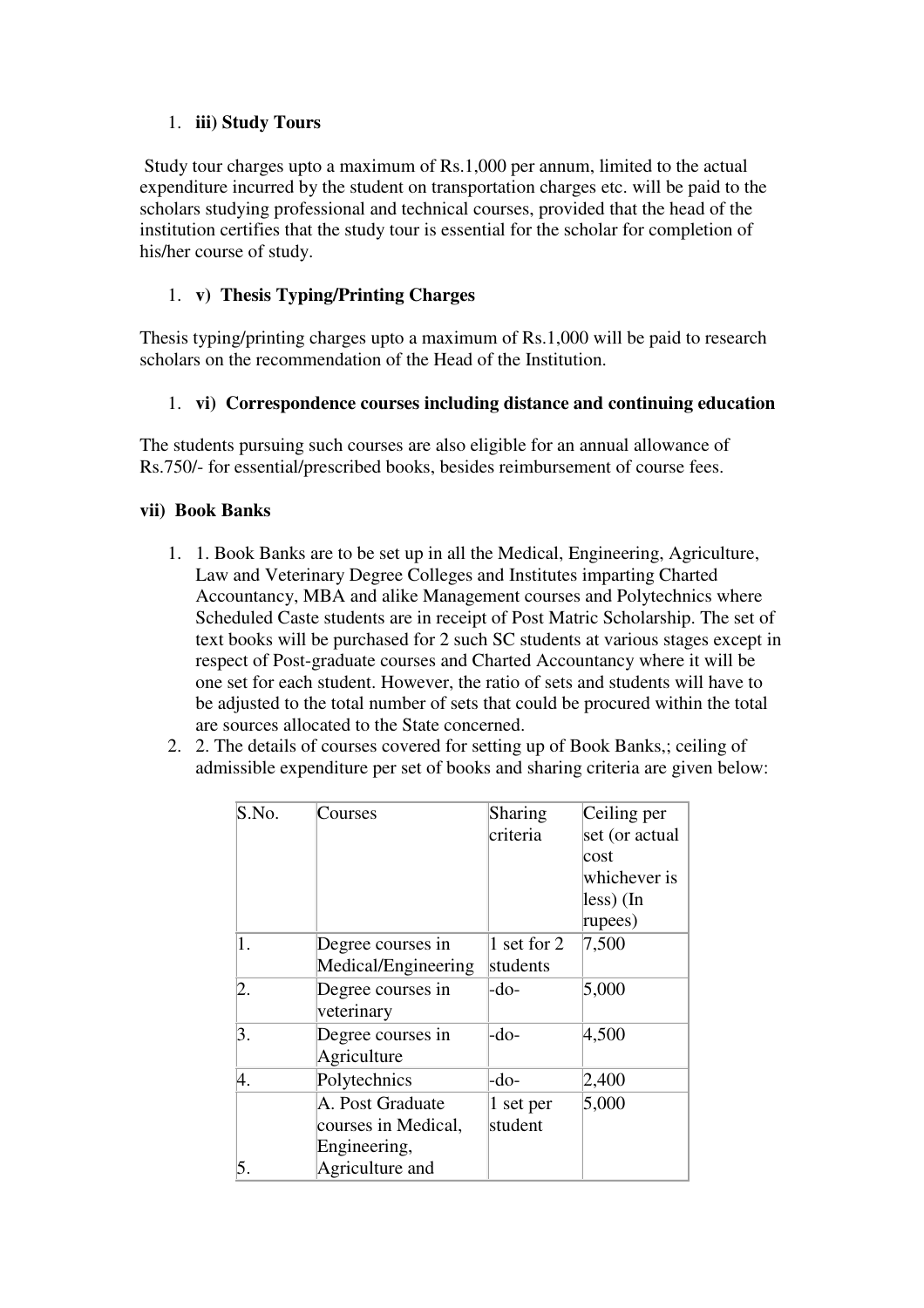1. **iii) Study Tours**

Study tour charges upto a maximum of Rs.1,000 per annum, limited to the actual expenditure incurred by the student on transportation charges etc. will be paid to the scholars studying professional and technical courses, provided that the head of the institution certifies that the study tour is essential for the scholar for completion of his/her course of study.

1. **v) Thesis Typing/Printing Charges**

Thesis typing/printing charges upto a maximum of Rs.1,000 will be paid to research scholars on the recommendation of the Head of the Institution.

1. **vi) Correspondence courses including distance and continuing education**

The students pursuing such courses are also eligible for an annual allowance of Rs.750/- for essential/prescribed books, besides reimbursement of course fees.

**vii) Book Banks**

1. 1. Book Banks are to be set up in all the Medical, Engineering, Agriculture, Law and Veterinary Degree Colleges and Institutes imparting Charted Accountancy, MBA and alike Management courses and Polytechnics where Scheduled Caste students are in receipt of Post Matric Scholarship. The set of text books will be purchased for 2 such SC students at various stages except in respect of Post-graduate courses and Charted Accountancy where it will be one set for each student. However, the ratio of sets and students will have to be adjusted to the total number of sets that could be procured within the total are sources allocated to the State concerned.
2. 2. The details of courses covered for setting up of Book Banks,; ceiling of admissible expenditure per set of books and sharing criteria are given below:

| S.No. | Courses | Sharing criteria | Ceiling per set (or actual cost whichever is less) (In rupees) |
|---|---|---|---|
| 1. | Degree courses in Medical/Engineering | 1 set for 2 students | 7,500 |
| 2. | Degree courses in veterinary | -do- | 5,000 |
| 3. | Degree courses in Agriculture | -do- | 4,500 |
| 4. | Polytechnics | -do- | 2,400 |
| 5. | A. Post Graduate courses in Medical, Engineering, Agriculture and | 1 set per student | 5,000 |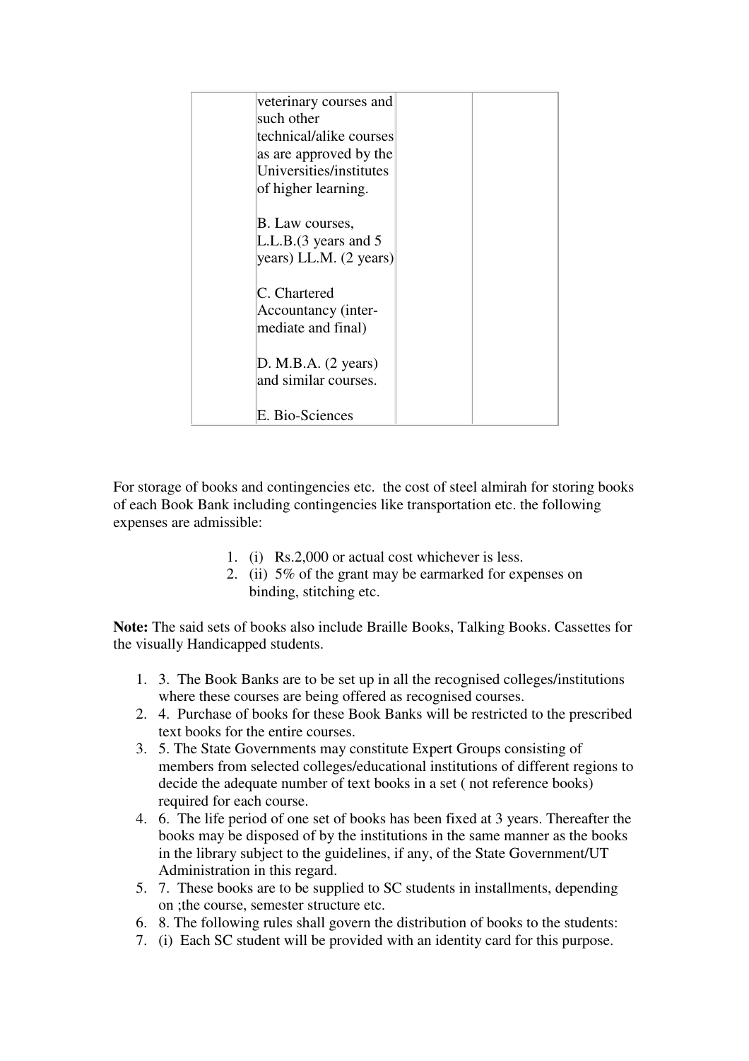|  | veterinary courses and such other technical/alike courses as are approved by the Universities/institutes of higher learning.<br><br>B. Law courses, L.L.B.(3 years and 5 years) LL.M. (2 years)<br><br>C. Chartered Accountancy (inter-mediate and final)<br><br>D. M.B.A. (2 years) and similar courses.<br><br>E. Bio-Sciences |  |  |
|---|---|---|---|

For storage of books and contingencies etc. the cost of steel almirah for storing books of each Book Bank including contingencies like transportation etc. the following expenses are admissible:

1. (i) Rs.2,000 or actual cost whichever is less.
2. (ii) 5% of the grant may be earmarked for expenses on binding, stitching etc.

**Note:** The said sets of books also include Braille Books, Talking Books. Cassettes for the visually Handicapped students.

1. 3. The Book Banks are to be set up in all the recognised colleges/institutions where these courses are being offered as recognised courses.
2. 4. Purchase of books for these Book Banks will be restricted to the prescribed text books for the entire courses.
3. 5. The State Governments may constitute Expert Groups consisting of members from selected colleges/educational institutions of different regions to decide the adequate number of text books in a set ( not reference books) required for each course.
4. 6. The life period of one set of books has been fixed at 3 years. Thereafter the books may be disposed of by the institutions in the same manner as the books in the library subject to the guidelines, if any, of the State Government/UT Administration in this regard.
5. 7. These books are to be supplied to SC students in installments, depending on ;the course, semester structure etc.
6. 8. The following rules shall govern the distribution of books to the students:
7. (i) Each SC student will be provided with an identity card for this purpose.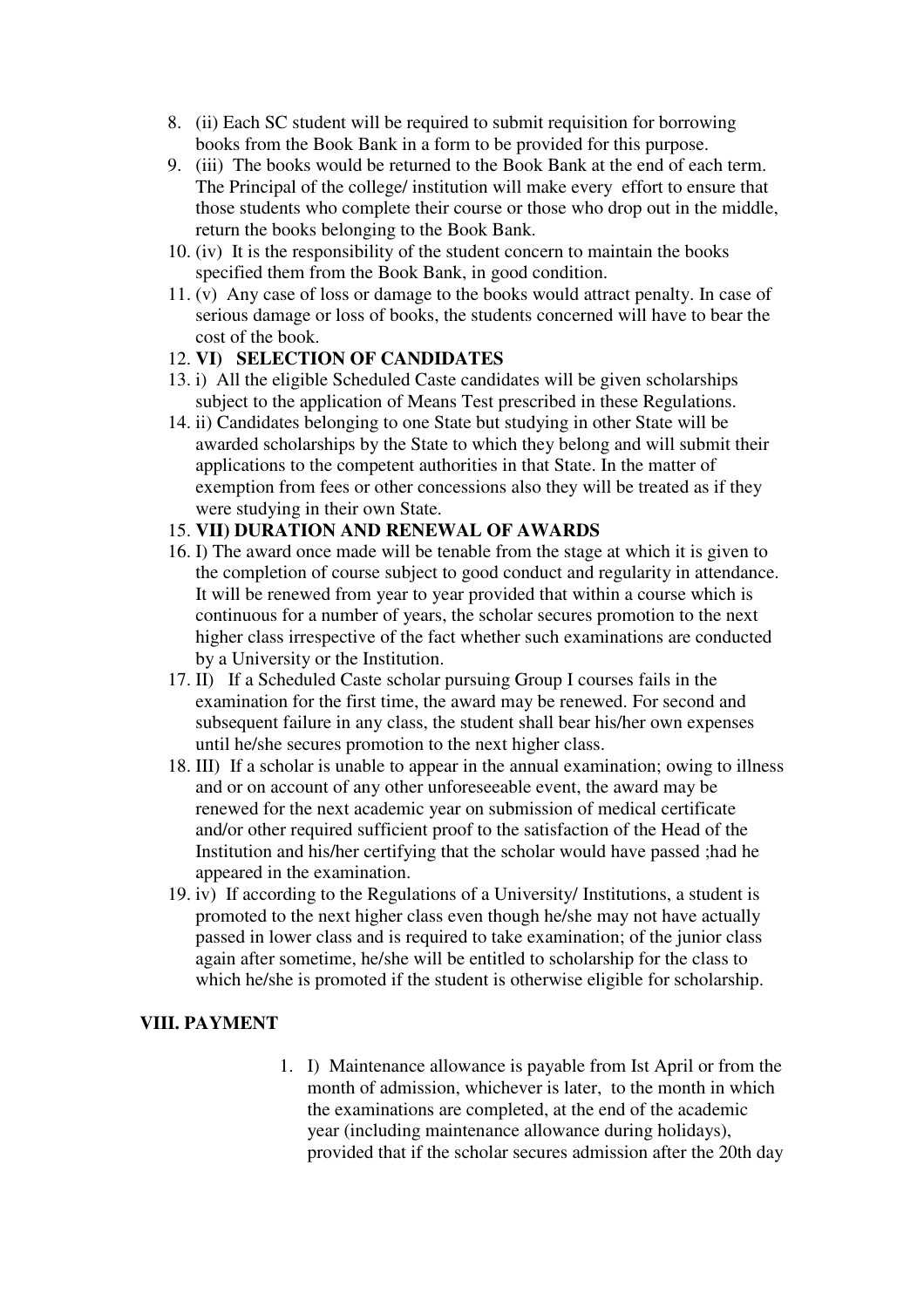8. (ii) Each SC student will be required to submit requisition for borrowing books from the Book Bank in a form to be provided for this purpose.
9. (iii) The books would be returned to the Book Bank at the end of each term. The Principal of the college/ institution will make every effort to ensure that those students who complete their course or those who drop out in the middle, return the books belonging to the Book Bank.
10. (iv) It is the responsibility of the student concern to maintain the books specified them from the Book Bank, in good condition.
11. (v) Any case of loss or damage to the books would attract penalty. In case of serious damage or loss of books, the students concerned will have to bear the cost of the book.
12. **VI) SELECTION OF CANDIDATES**
13. i) All the eligible Scheduled Caste candidates will be given scholarships subject to the application of Means Test prescribed in these Regulations.
14. ii) Candidates belonging to one State but studying in other State will be awarded scholarships by the State to which they belong and will submit their applications to the competent authorities in that State. In the matter of exemption from fees or other concessions also they will be treated as if they were studying in their own State.
15. **VII) DURATION AND RENEWAL OF AWARDS**
16. I) The award once made will be tenable from the stage at which it is given to the completion of course subject to good conduct and regularity in attendance. It will be renewed from year to year provided that within a course which is continuous for a number of years, the scholar secures promotion to the next higher class irrespective of the fact whether such examinations are conducted by a University or the Institution.
17. II) If a Scheduled Caste scholar pursuing Group I courses fails in the examination for the first time, the award may be renewed. For second and subsequent failure in any class, the student shall bear his/her own expenses until he/she secures promotion to the next higher class.
18. III) If a scholar is unable to appear in the annual examination; owing to illness and or on account of any other unforeseeable event, the award may be renewed for the next academic year on submission of medical certificate and/or other required sufficient proof to the satisfaction of the Head of the Institution and his/her certifying that the scholar would have passed ;had he appeared in the examination.
19. iv) If according to the Regulations of a University/ Institutions, a student is promoted to the next higher class even though he/she may not have actually passed in lower class and is required to take examination; of the junior class again after sometime, he/she will be entitled to scholarship for the class to which he/she is promoted if the student is otherwise eligible for scholarship.

**VIII. PAYMENT**

1. I) Maintenance allowance is payable from Ist April or from the month of admission, whichever is later, to the month in which the examinations are completed, at the end of the academic year (including maintenance allowance during holidays), provided that if the scholar secures admission after the 20th day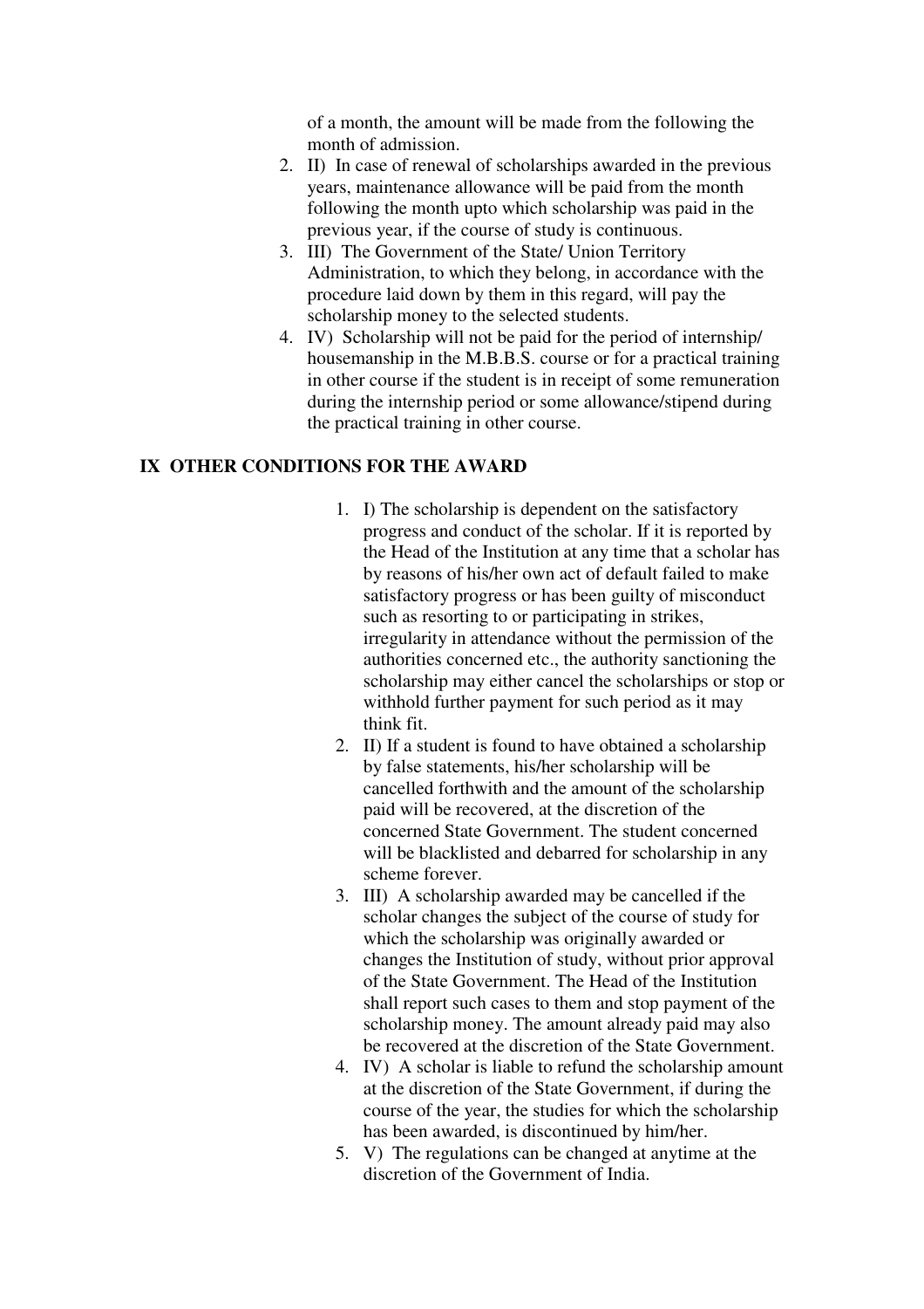of a month, the amount will be made from the following the month of admission.

2. II) In case of renewal of scholarships awarded in the previous years, maintenance allowance will be paid from the month following the month upto which scholarship was paid in the previous year, if the course of study is continuous.
3. III) The Government of the State/ Union Territory Administration, to which they belong, in accordance with the procedure laid down by them in this regard, will pay the scholarship money to the selected students.
4. IV) Scholarship will not be paid for the period of internship/ housemanship in the M.B.B.S. course or for a practical training in other course if the student is in receipt of some remuneration during the internship period or some allowance/stipend during the practical training in other course.

**IX OTHER CONDITIONS FOR THE AWARD**

1. I) The scholarship is dependent on the satisfactory progress and conduct of the scholar. If it is reported by the Head of the Institution at any time that a scholar has by reasons of his/her own act of default failed to make satisfactory progress or has been guilty of misconduct such as resorting to or participating in strikes, irregularity in attendance without the permission of the authorities concerned etc., the authority sanctioning the scholarship may either cancel the scholarships or stop or withhold further payment for such period as it may think fit.
2. II) If a student is found to have obtained a scholarship by false statements, his/her scholarship will be cancelled forthwith and the amount of the scholarship paid will be recovered, at the discretion of the concerned State Government. The student concerned will be blacklisted and debarred for scholarship in any scheme forever.
3. III) A scholarship awarded may be cancelled if the scholar changes the subject of the course of study for which the scholarship was originally awarded or changes the Institution of study, without prior approval of the State Government. The Head of the Institution shall report such cases to them and stop payment of the scholarship money. The amount already paid may also be recovered at the discretion of the State Government.
4. IV) A scholar is liable to refund the scholarship amount at the discretion of the State Government, if during the course of the year, the studies for which the scholarship has been awarded, is discontinued by him/her.
5. V) The regulations can be changed at anytime at the discretion of the Government of India.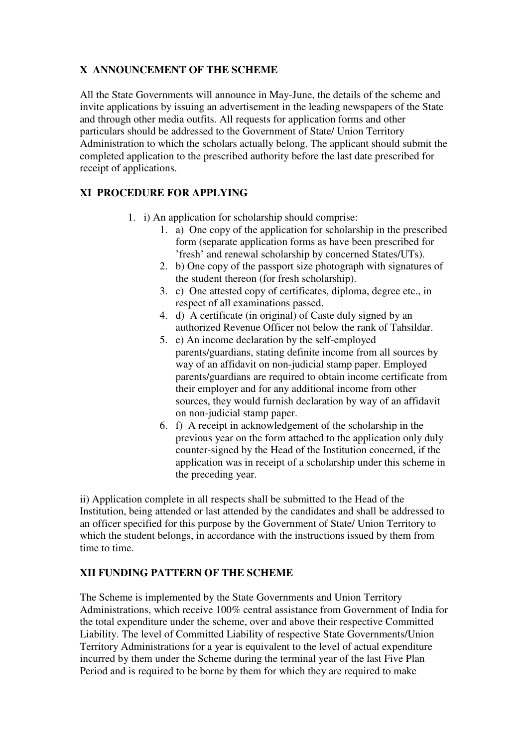## X ANNOUNCEMENT OF THE SCHEME

All the State Governments will announce in May-June, the details of the scheme and invite applications by issuing an advertisement in the leading newspapers of the State and through other media outfits. All requests for application forms and other particulars should be addressed to the Government of State/ Union Territory Administration to which the scholars actually belong. The applicant should submit the completed application to the prescribed authority before the last date prescribed for receipt of applications.

## XI PROCEDURE FOR APPLYING

1. i) An application for scholarship should comprise:
    1. a) One copy of the application for scholarship in the prescribed form (separate application forms as have been prescribed for 'fresh' and renewal scholarship by concerned States/UTs).
    2. b) One copy of the passport size photograph with signatures of the student thereon (for fresh scholarship).
    3. c) One attested copy of certificates, diploma, degree etc., in respect of all examinations passed.
    4. d) A certificate (in original) of Caste duly signed by an authorized Revenue Officer not below the rank of Tahsildar.
    5. e) An income declaration by the self-employed parents/guardians, stating definite income from all sources by way of an affidavit on non-judicial stamp paper. Employed parents/guardians are required to obtain income certificate from their employer and for any additional income from other sources, they would furnish declaration by way of an affidavit on non-judicial stamp paper.
    6. f) A receipt in acknowledgement of the scholarship in the previous year on the form attached to the application only duly counter-signed by the Head of the Institution concerned, if the application was in receipt of a scholarship under this scheme in the preceding year.

ii) Application complete in all respects shall be submitted to the Head of the Institution, being attended or last attended by the candidates and shall be addressed to an officer specified for this purpose by the Government of State/ Union Territory to which the student belongs, in accordance with the instructions issued by them from time to time.

## XII FUNDING PATTERN OF THE SCHEME

The Scheme is implemented by the State Governments and Union Territory Administrations, which receive 100% central assistance from Government of India for the total expenditure under the scheme, over and above their respective Committed Liability. The level of Committed Liability of respective State Governments/Union Territory Administrations for a year is equivalent to the level of actual expenditure incurred by them under the Scheme during the terminal year of the last Five Plan Period and is required to be borne by them for which they are required to make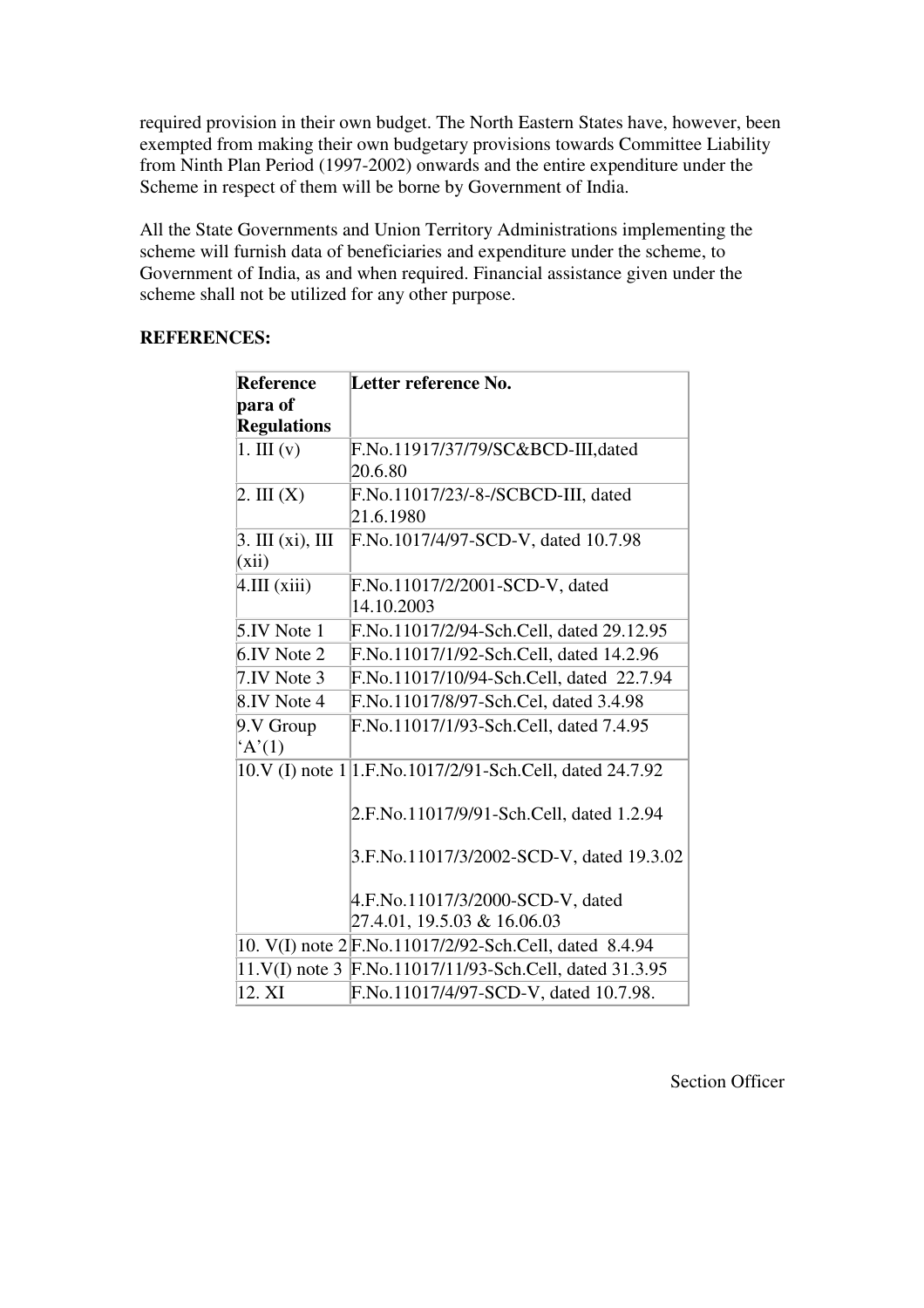required provision in their own budget. The North Eastern States have, however, been exempted from making their own budgetary provisions towards Committee Liability from Ninth Plan Period (1997-2002) onwards and the entire expenditure under the Scheme in respect of them will be borne by Government of India.

All the State Governments and Union Territory Administrations implementing the scheme will furnish data of beneficiaries and expenditure under the scheme, to Government of India, as and when required. Financial assistance given under the scheme shall not be utilized for any other purpose.

**REFERENCES:**

| **Reference para of Regulations** | **Letter reference No.** |
|---|---|
| 1. III (v) | F.No.11917/37/79/SC&BCD-III,dated 20.6.80 |
| 2. III (X) | F.No.11017/23/-8-/SCBCD-III, dated 21.6.1980 |
| 3. III (xi), III (xii) | F.No.1017/4/97-SCD-V, dated 10.7.98 |
| 4.III (xiii) | F.No.11017/2/2001-SCD-V, dated 14.10.2003 |
| 5.IV Note 1 | F.No.11017/2/94-Sch.Cell, dated 29.12.95 |
| 6.IV Note 2 | F.No.11017/1/92-Sch.Cell, dated 14.2.96 |
| 7.IV Note 3 | F.No.11017/10/94-Sch.Cell, dated 22.7.94 |
| 8.IV Note 4 | F.No.11017/8/97-Sch.Cel, dated 3.4.98 |
| 9.V Group 'A'(1) | F.No.11017/1/93-Sch.Cell, dated 7.4.95 |
| 10.V (I) note 1 | 1.F.No.1017/2/91-Sch.Cell, dated 24.7.92<br><br>2.F.No.11017/9/91-Sch.Cell, dated 1.2.94<br><br>3.F.No.11017/3/2002-SCD-V, dated 19.3.02<br><br>4.F.No.11017/3/2000-SCD-V, dated 27.4.01, 19.5.03 & 16.06.03 |
| 10. V(I) note 2 | F.No.11017/2/92-Sch.Cell, dated 8.4.94 |
| 11.V(I) note 3 | F.No.11017/11/93-Sch.Cell, dated 31.3.95 |
| 12. XI | F.No.11017/4/97-SCD-V, dated 10.7.98. |

Section Officer